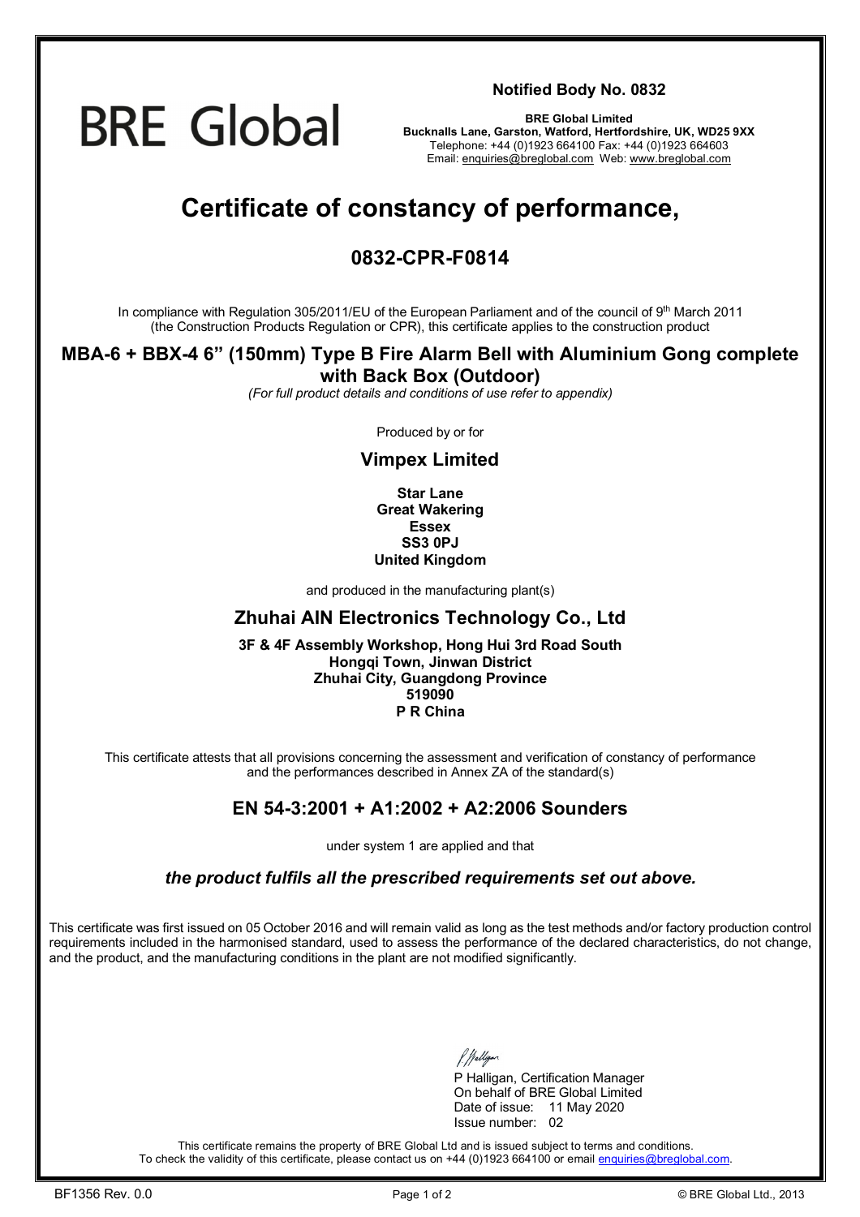BRE Global

**Notified Body No. 0832**

**BRE Global Limited**
**Bucknalls Lane, Garston, Watford, Hertfordshire, UK, WD25 9XX**
Telephone: +44 (0)1923 664100 Fax: +44 (0)1923 664603
Email: enquiries@breglobal.com Web: www.breglobal.com

# Certificate of constancy of performance,

## 0832-CPR-F0814

In compliance with Regulation 305/2011/EU of the European Parliament and of the council of 9th March 2011 (the Construction Products Regulation or CPR), this certificate applies to the construction product

**MBA-6 + BBX-4 6" (150mm) Type B Fire Alarm Bell with Aluminium Gong complete with Back Box (Outdoor)**

*(For full product details and conditions of use refer to appendix)*

Produced by or for

**Vimpex Limited**

**Star Lane**
**Great Wakering**
**Essex**
**SS3 0PJ**
**United Kingdom**

and produced in the manufacturing plant(s)

**Zhuhai AIN Electronics Technology Co., Ltd**

**3F & 4F Assembly Workshop, Hong Hui 3rd Road South**
**Hongqi Town, Jinwan District**
**Zhuhai City, Guangdong Province**
**519090**
**P R China**

This certificate attests that all provisions concerning the assessment and verification of constancy of performance and the performances described in Annex ZA of the standard(s)

## EN 54-3:2001 + A1:2002 + A2:2006 Sounders

under system 1 are applied and that

***the product fulfils all the prescribed requirements set out above.***

This certificate was first issued on 05 October 2016 and will remain valid as long as the test methods and/or factory production control requirements included in the harmonised standard, used to assess the performance of the declared characteristics, do not change, and the product, and the manufacturing conditions in the plant are not modified significantly.

P Halligan, Certification Manager
On behalf of BRE Global Limited
Date of issue: 11 May 2020
Issue number: 02

This certificate remains the property of BRE Global Ltd and is issued subject to terms and conditions.
To check the validity of this certificate, please contact us on +44 (0)1923 664100 or email enquiries@breglobal.com.

BF1356 Rev. 0.0 © BRE Global Ltd., 2013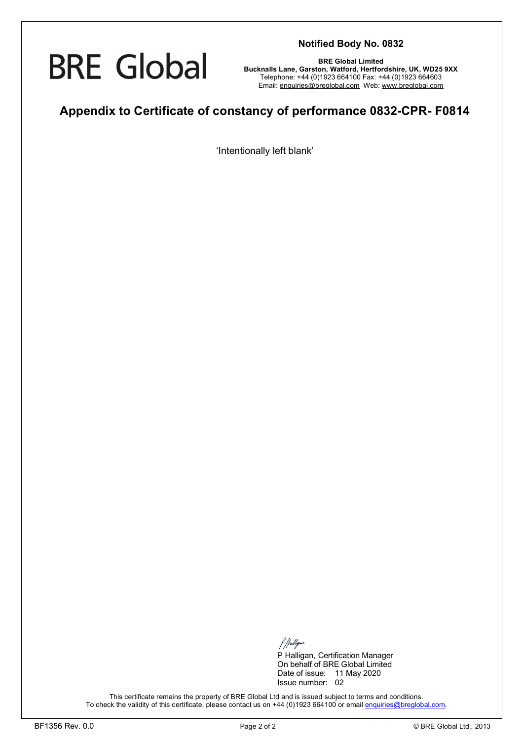**Notified Body No. 0832**

**BRE Global Limited**
**Bucknalls Lane, Garston, Watford, Hertfordshire, UK, WD25 9XX**
Telephone: +44 (0)1923 664100 Fax: +44 (0)1923 664603
Email: enquiries@breglobal.com Web: www.breglobal.com

BRE Global

# Appendix to Certificate of constancy of performance 0832-CPR- F0814

'Intentionally left blank'

P Halligan, Certification Manager
On behalf of BRE Global Limited
Date of issue: 11 May 2020
Issue number: 02

This certificate remains the property of BRE Global Ltd and is issued subject to terms and conditions.
To check the validity of this certificate, please contact us on +44 (0)1923 664100 or email enquiries@breglobal.com.

BF1356 Rev. 0.0

© BRE Global Ltd., 2013